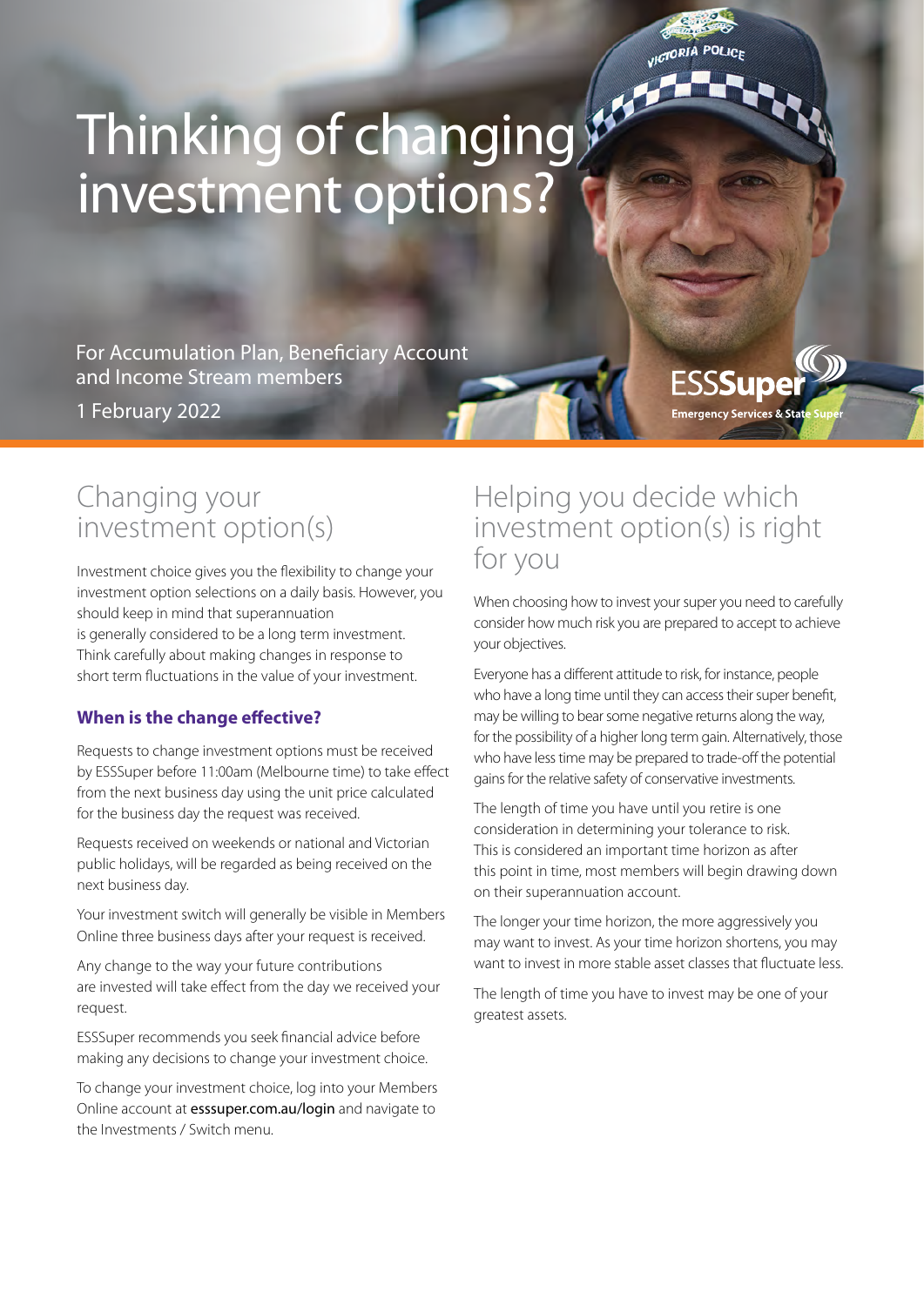# Thinking of changing investment options?

For Accumulation Plan, Beneficiary Account and Income Stream members

1 February 2022

ESSSuper
Emergency Services & State Super

## Changing your investment option(s)

Investment choice gives you the flexibility to change your investment option selections on a daily basis. However, you should keep in mind that superannuation is generally considered to be a long term investment. Think carefully about making changes in response to short term fluctuations in the value of your investment.

### When is the change effective?

Requests to change investment options must be received by ESSSuper before 11:00am (Melbourne time) to take effect from the next business day using the unit price calculated for the business day the request was received.

Requests received on weekends or national and Victorian public holidays, will be regarded as being received on the next business day.

Your investment switch will generally be visible in Members Online three business days after your request is received.

Any change to the way your future contributions are invested will take effect from the day we received your request.

ESSSuper recommends you seek financial advice before making any decisions to change your investment choice.

To change your investment choice, log into your Members Online account at esssuper.com.au/login and navigate to the Investments / Switch menu.

## Helping you decide which investment option(s) is right for you

When choosing how to invest your super you need to carefully consider how much risk you are prepared to accept to achieve your objectives.

Everyone has a different attitude to risk, for instance, people who have a long time until they can access their super benefit, may be willing to bear some negative returns along the way, for the possibility of a higher long term gain. Alternatively, those who have less time may be prepared to trade-off the potential gains for the relative safety of conservative investments.

The length of time you have until you retire is one consideration in determining your tolerance to risk. This is considered an important time horizon as after this point in time, most members will begin drawing down on their superannuation account.

The longer your time horizon, the more aggressively you may want to invest. As your time horizon shortens, you may want to invest in more stable asset classes that fluctuate less.

The length of time you have to invest may be one of your greatest assets.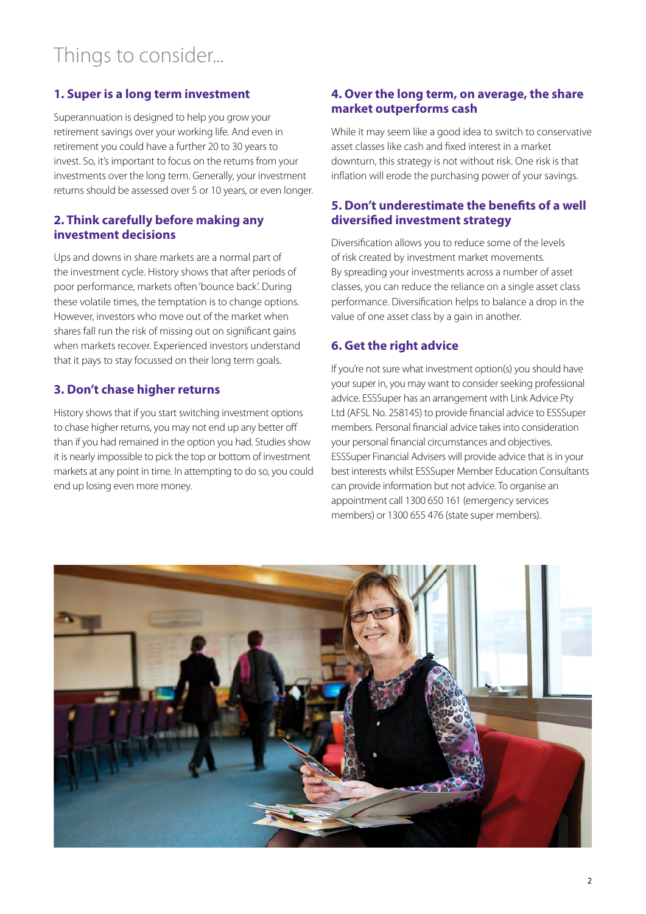# Things to consider...

## 1. Super is a long term investment

Superannuation is designed to help you grow your retirement savings over your working life. And even in retirement you could have a further 20 to 30 years to invest. So, it's important to focus on the returns from your investments over the long term. Generally, your investment returns should be assessed over 5 or 10 years, or even longer.

## 2. Think carefully before making any investment decisions

Ups and downs in share markets are a normal part of the investment cycle. History shows that after periods of poor performance, markets often 'bounce back'. During these volatile times, the temptation is to change options. However, investors who move out of the market when shares fall run the risk of missing out on significant gains when markets recover. Experienced investors understand that it pays to stay focussed on their long term goals.

## 3. Don't chase higher returns

History shows that if you start switching investment options to chase higher returns, you may not end up any better off than if you had remained in the option you had. Studies show it is nearly impossible to pick the top or bottom of investment markets at any point in time. In attempting to do so, you could end up losing even more money.

## 4. Over the long term, on average, the share market outperforms cash

While it may seem like a good idea to switch to conservative asset classes like cash and fixed interest in a market downturn, this strategy is not without risk. One risk is that inflation will erode the purchasing power of your savings.

## 5. Don't underestimate the benefits of a well diversified investment strategy

Diversification allows you to reduce some of the levels of risk created by investment market movements. By spreading your investments across a number of asset classes, you can reduce the reliance on a single asset class performance. Diversification helps to balance a drop in the value of one asset class by a gain in another.

## 6. Get the right advice

If you're not sure what investment option(s) you should have your super in, you may want to consider seeking professional advice. ESSSuper has an arrangement with Link Advice Pty Ltd (AFSL No. 258145) to provide financial advice to ESSSuper members. Personal financial advice takes into consideration your personal financial circumstances and objectives. ESSSuper Financial Advisers will provide advice that is in your best interests whilst ESSSuper Member Education Consultants can provide information but not advice. To organise an appointment call 1300 650 161 (emergency services members) or 1300 655 476 (state super members).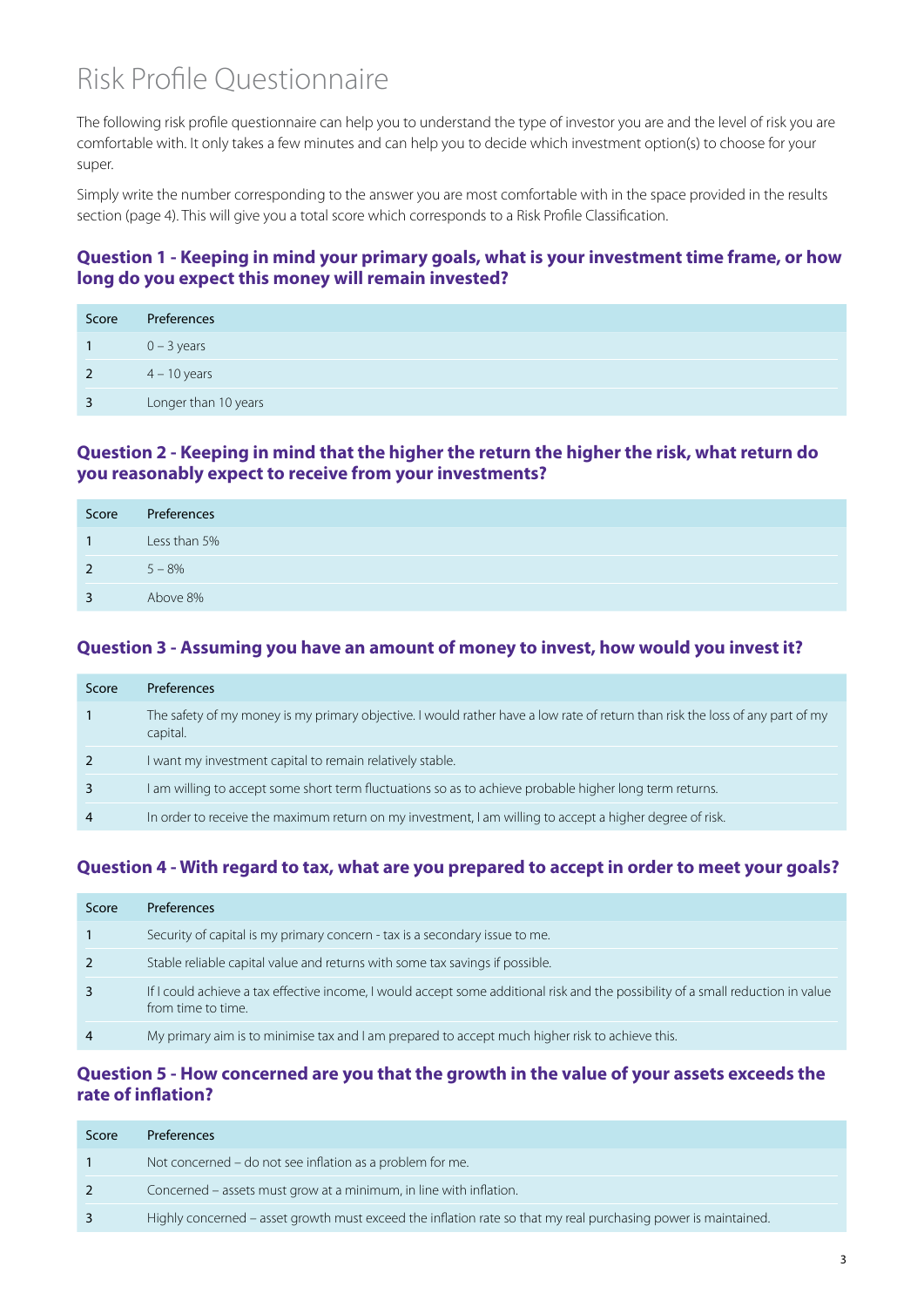# Risk Profile Questionnaire

The following risk profile questionnaire can help you to understand the type of investor you are and the level of risk you are comfortable with. It only takes a few minutes and can help you to decide which investment option(s) to choose for your super.

Simply write the number corresponding to the answer you are most comfortable with in the space provided in the results section (page 4). This will give you a total score which corresponds to a Risk Profile Classification.

### Question 1 - Keeping in mind your primary goals, what is your investment time frame, or how long do you expect this money will remain invested?

| Score | Preferences |
|---|---|
| 1 | 0 – 3 years |
| 2 | 4 – 10 years |
| 3 | Longer than 10 years |

### Question 2 - Keeping in mind that the higher the return the higher the risk, what return do you reasonably expect to receive from your investments?

| Score | Preferences |
|---|---|
| 1 | Less than 5% |
| 2 | 5 – 8% |
| 3 | Above 8% |

### Question 3 - Assuming you have an amount of money to invest, how would you invest it?

| Score | Preferences |
|---|---|
| 1 | The safety of my money is my primary objective. I would rather have a low rate of return than risk the loss of any part of my capital. |
| 2 | I want my investment capital to remain relatively stable. |
| 3 | I am willing to accept some short term fluctuations so as to achieve probable higher long term returns. |
| 4 | In order to receive the maximum return on my investment, I am willing to accept a higher degree of risk. |

### Question 4 - With regard to tax, what are you prepared to accept in order to meet your goals?

| Score | Preferences |
|---|---|
| 1 | Security of capital is my primary concern - tax is a secondary issue to me. |
| 2 | Stable reliable capital value and returns with some tax savings if possible. |
| 3 | If I could achieve a tax effective income, I would accept some additional risk and the possibility of a small reduction in value from time to time. |
| 4 | My primary aim is to minimise tax and I am prepared to accept much higher risk to achieve this. |

### Question 5 - How concerned are you that the growth in the value of your assets exceeds the rate of inflation?

| Score | Preferences |
|---|---|
| 1 | Not concerned – do not see inflation as a problem for me. |
| 2 | Concerned – assets must grow at a minimum, in line with inflation. |
| 3 | Highly concerned – asset growth must exceed the inflation rate so that my real purchasing power is maintained. |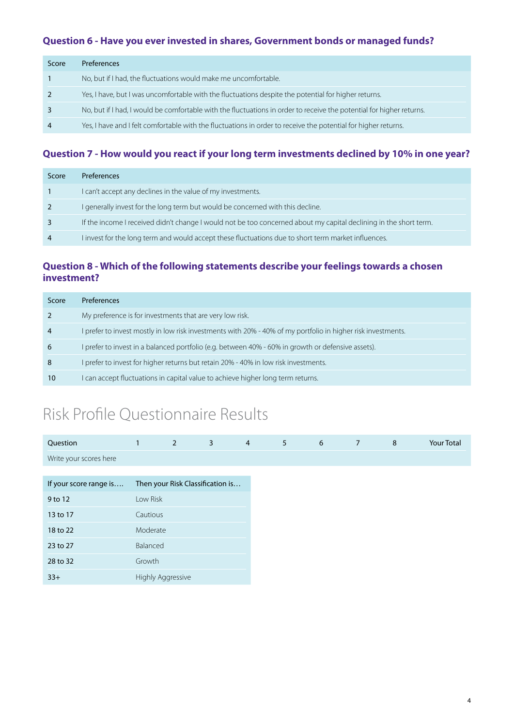### Question 6 - Have you ever invested in shares, Government bonds or managed funds?

| Score | Preferences |
|---|---|
| 1 | No, but if I had, the fluctuations would make me uncomfortable. |
| 2 | Yes, I have, but I was uncomfortable with the fluctuations despite the potential for higher returns. |
| 3 | No, but if I had, I would be comfortable with the fluctuations in order to receive the potential for higher returns. |
| 4 | Yes, I have and I felt comfortable with the fluctuations in order to receive the potential for higher returns. |

### Question 7 - How would you react if your long term investments declined by 10% in one year?

| Score | Preferences |
|---|---|
| 1 | I can't accept any declines in the value of my investments. |
| 2 | I generally invest for the long term but would be concerned with this decline. |
| 3 | If the income I received didn't change I would not be too concerned about my capital declining in the short term. |
| 4 | I invest for the long term and would accept these fluctuations due to short term market influences. |

### Question 8 - Which of the following statements describe your feelings towards a chosen investment?

| Score | Preferences |
|---|---|
| 2 | My preference is for investments that are very low risk. |
| 4 | I prefer to invest mostly in low risk investments with 20% - 40% of my portfolio in higher risk investments. |
| 6 | I prefer to invest in a balanced portfolio (e.g. between 40% - 60% in growth or defensive assets). |
| 8 | I prefer to invest for higher returns but retain 20% - 40% in low risk investments. |
| 10 | I can accept fluctuations in capital value to achieve higher long term returns. |

# Risk Profile Questionnaire Results

| Question | 1 | 2 | 3 | 4 | 5 | 6 | 7 | 8 | Your Total |
|---|---|---|---|---|---|---|---|---|---|
| Write your scores here | | | | | | | | | |

| If your score range is…. | Then your Risk Classification is… |
|---|---|
| 9 to 12 | Low Risk |
| 13 to 17 | Cautious |
| 18 to 22 | Moderate |
| 23 to 27 | Balanced |
| 28 to 32 | Growth |
| 33+ | Highly Aggressive |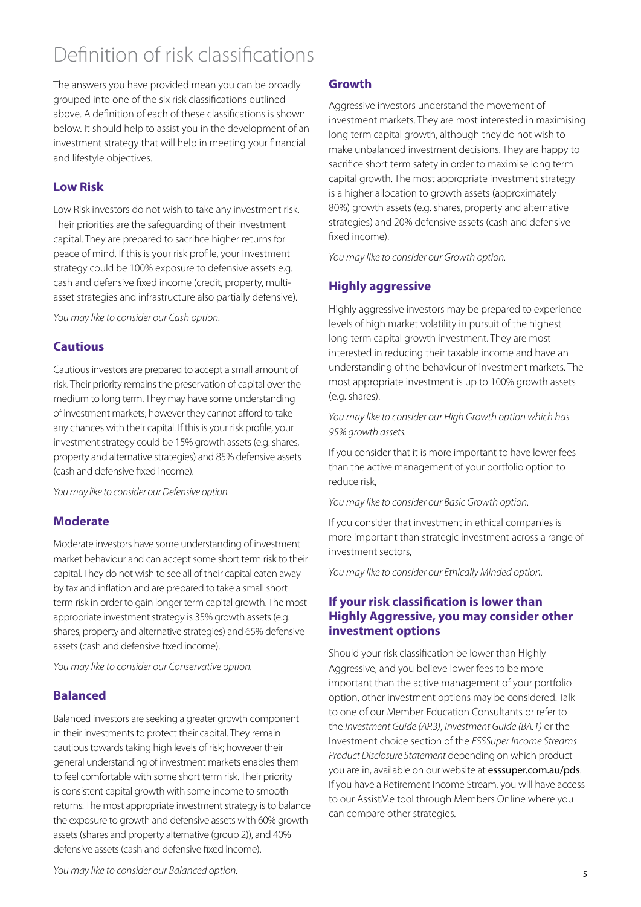# Definition of risk classifications

The answers you have provided mean you can be broadly grouped into one of the six risk classifications outlined above. A definition of each of these classifications is shown below. It should help to assist you in the development of an investment strategy that will help in meeting your financial and lifestyle objectives.

## Low Risk

Low Risk investors do not wish to take any investment risk. Their priorities are the safeguarding of their investment capital. They are prepared to sacrifice higher returns for peace of mind. If this is your risk profile, your investment strategy could be 100% exposure to defensive assets e.g. cash and defensive fixed income (credit, property, multi-asset strategies and infrastructure also partially defensive).

*You may like to consider our Cash option.*

## Cautious

Cautious investors are prepared to accept a small amount of risk. Their priority remains the preservation of capital over the medium to long term. They may have some understanding of investment markets; however they cannot afford to take any chances with their capital. If this is your risk profile, your investment strategy could be 15% growth assets (e.g. shares, property and alternative strategies) and 85% defensive assets (cash and defensive fixed income).

*You may like to consider our Defensive option.*

## Moderate

Moderate investors have some understanding of investment market behaviour and can accept some short term risk to their capital. They do not wish to see all of their capital eaten away by tax and inflation and are prepared to take a small short term risk in order to gain longer term capital growth. The most appropriate investment strategy is 35% growth assets (e.g. shares, property and alternative strategies) and 65% defensive assets (cash and defensive fixed income).

*You may like to consider our Conservative option.*

## Balanced

Balanced investors are seeking a greater growth component in their investments to protect their capital. They remain cautious towards taking high levels of risk; however their general understanding of investment markets enables them to feel comfortable with some short term risk. Their priority is consistent capital growth with some income to smooth returns. The most appropriate investment strategy is to balance the exposure to growth and defensive assets with 60% growth assets (shares and property alternative (group 2)), and 40% defensive assets (cash and defensive fixed income).

*You may like to consider our Balanced option.*

## Growth

Aggressive investors understand the movement of investment markets. They are most interested in maximising long term capital growth, although they do not wish to make unbalanced investment decisions. They are happy to sacrifice short term safety in order to maximise long term capital growth. The most appropriate investment strategy is a higher allocation to growth assets (approximately 80%) growth assets (e.g. shares, property and alternative strategies) and 20% defensive assets (cash and defensive fixed income).

*You may like to consider our Growth option.*

## Highly aggressive

Highly aggressive investors may be prepared to experience levels of high market volatility in pursuit of the highest long term capital growth investment. They are most interested in reducing their taxable income and have an understanding of the behaviour of investment markets. The most appropriate investment is up to 100% growth assets (e.g. shares).

*You may like to consider our High Growth option which has 95% growth assets.*

If you consider that it is more important to have lower fees than the active management of your portfolio option to reduce risk,

*You may like to consider our Basic Growth option.*

If you consider that investment in ethical companies is more important than strategic investment across a range of investment sectors,

*You may like to consider our Ethically Minded option.*

## If your risk classification is lower than Highly Aggressive, you may consider other investment options

Should your risk classification be lower than Highly Aggressive, and you believe lower fees to be more important than the active management of your portfolio option, other investment options may be considered. Talk to one of our Member Education Consultants or refer to the *Investment Guide (AP.3)*, *Investment Guide (BA.1)* or the Investment choice section of the *ESSSuper Income Streams Product Disclosure Statement* depending on which product you are in, available on our website at **esssuper.com.au/pds**. If you have a Retirement Income Stream, you will have access to our AssistMe tool through Members Online where you can compare other strategies.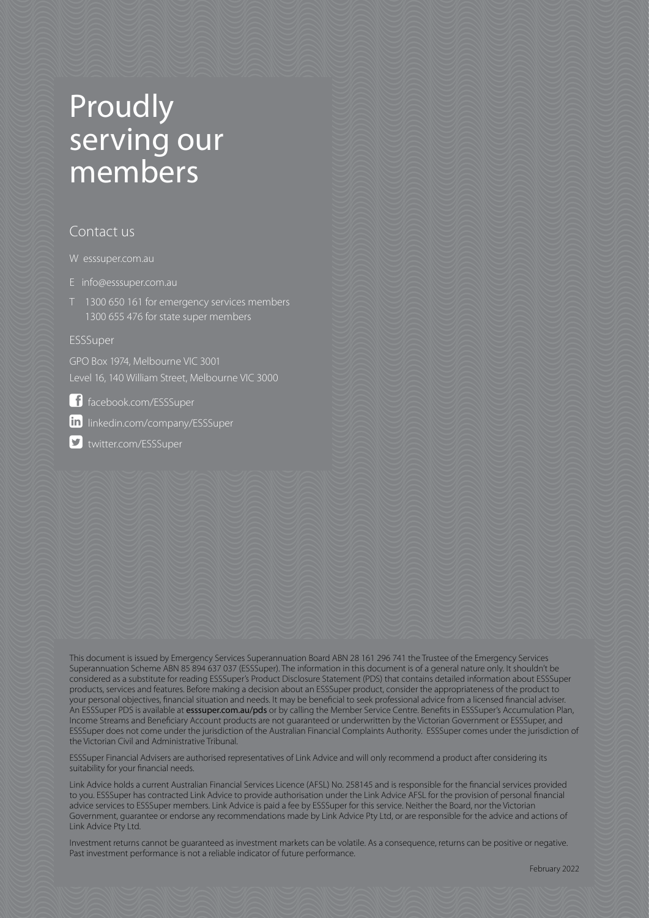# Proudly serving our members

## Contact us

W esssuper.com.au

E info@esssuper.com.au

T 1300 650 161 for emergency services members
1300 655 476 for state super members

### ESSSuper

GPO Box 1974, Melbourne VIC 3001
Level 16, 140 William Street, Melbourne VIC 3000

facebook.com/ESSSuper

linkedin.com/company/ESSSuper

twitter.com/ESSSuper

This document is issued by Emergency Services Superannuation Board ABN 28 161 296 741 the Trustee of the Emergency Services Superannuation Scheme ABN 85 894 637 037 (ESSSuper). The information in this document is of a general nature only. It shouldn't be considered as a substitute for reading ESSSuper's Product Disclosure Statement (PDS) that contains detailed information about ESSSuper products, services and features. Before making a decision about an ESSSuper product, consider the appropriateness of the product to your personal objectives, financial situation and needs. It may be beneficial to seek professional advice from a licensed financial adviser. An ESSSuper PDS is available at **esssuper.com.au/pds** or by calling the Member Service Centre. Benefits in ESSSuper's Accumulation Plan, Income Streams and Beneficiary Account products are not guaranteed or underwritten by the Victorian Government or ESSSuper, and ESSSuper does not come under the jurisdiction of the Australian Financial Complaints Authority. ESSSuper comes under the jurisdiction of the Victorian Civil and Administrative Tribunal.

ESSSuper Financial Advisers are authorised representatives of Link Advice and will only recommend a product after considering its suitability for your financial needs.

Link Advice holds a current Australian Financial Services Licence (AFSL) No. 258145 and is responsible for the financial services provided to you. ESSSuper has contracted Link Advice to provide authorisation under the Link Advice AFSL for the provision of personal financial advice services to ESSSuper members. Link Advice is paid a fee by ESSSuper for this service. Neither the Board, nor the Victorian Government, guarantee or endorse any recommendations made by Link Advice Pty Ltd, or are responsible for the advice and actions of Link Advice Pty Ltd.

Investment returns cannot be guaranteed as investment markets can be volatile. As a consequence, returns can be positive or negative. Past investment performance is not a reliable indicator of future performance.

February 2022